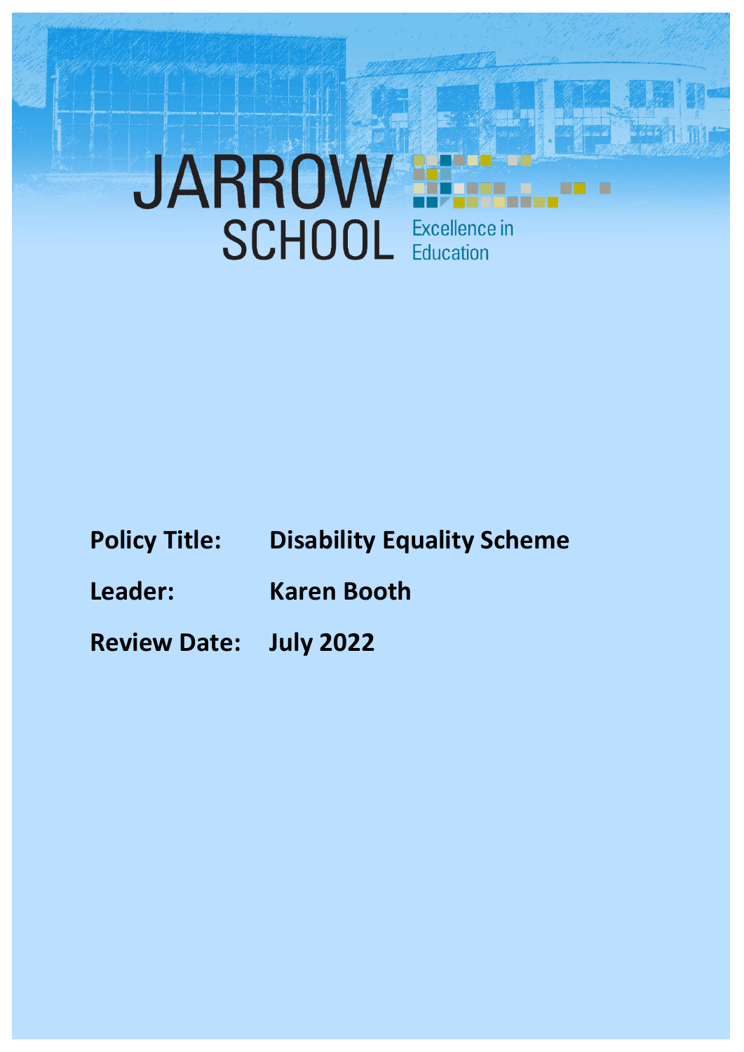JARROW SCHOOL

Excellence in Education

**Policy Title:** **Disability Equality Scheme**

**Leader:** **Karen Booth**

**Review Date:** **July 2022**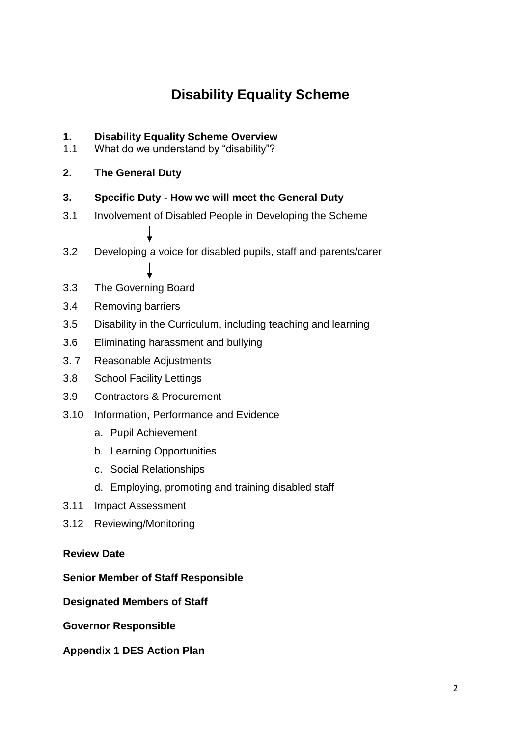# Disability Equality Scheme

**1. Disability Equality Scheme Overview**

1.1 What do we understand by "disability"?

**2. The General Duty**

**3. Specific Duty - How we will meet the General Duty**

3.1 Involvement of Disabled People in Developing the Scheme

↓

3.2 Developing a voice for disabled pupils, staff and parents/carer

↓

3.3 The Governing Board

3.4 Removing barriers

3.5 Disability in the Curriculum, including teaching and learning

3.6 Eliminating harassment and bullying

3. 7 Reasonable Adjustments

3.8 School Facility Lettings

3.9 Contractors & Procurement

3.10 Information, Performance and Evidence

a. Pupil Achievement

b. Learning Opportunities

c. Social Relationships

d. Employing, promoting and training disabled staff

3.11 Impact Assessment

3.12 Reviewing/Monitoring

**Review Date**

**Senior Member of Staff Responsible**

**Designated Members of Staff**

**Governor Responsible**

**Appendix 1 DES Action Plan**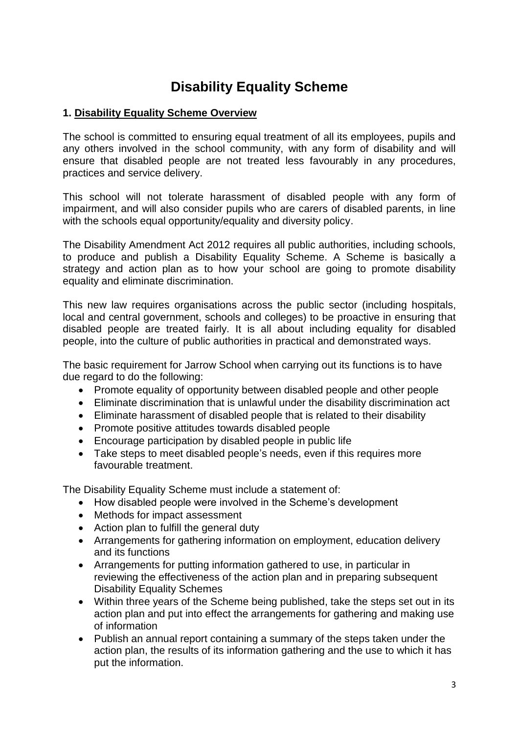# Disability Equality Scheme

## 1. Disability Equality Scheme Overview

The school is committed to ensuring equal treatment of all its employees, pupils and any others involved in the school community, with any form of disability and will ensure that disabled people are not treated less favourably in any procedures, practices and service delivery.

This school will not tolerate harassment of disabled people with any form of impairment, and will also consider pupils who are carers of disabled parents, in line with the schools equal opportunity/equality and diversity policy.

The Disability Amendment Act 2012 requires all public authorities, including schools, to produce and publish a Disability Equality Scheme. A Scheme is basically a strategy and action plan as to how your school are going to promote disability equality and eliminate discrimination.

This new law requires organisations across the public sector (including hospitals, local and central government, schools and colleges) to be proactive in ensuring that disabled people are treated fairly. It is all about including equality for disabled people, into the culture of public authorities in practical and demonstrated ways.

The basic requirement for Jarrow School when carrying out its functions is to have due regard to do the following:

- Promote equality of opportunity between disabled people and other people
- Eliminate discrimination that is unlawful under the disability discrimination act
- Eliminate harassment of disabled people that is related to their disability
- Promote positive attitudes towards disabled people
- Encourage participation by disabled people in public life
- Take steps to meet disabled people's needs, even if this requires more favourable treatment.

The Disability Equality Scheme must include a statement of:

- How disabled people were involved in the Scheme's development
- Methods for impact assessment
- Action plan to fulfill the general duty
- Arrangements for gathering information on employment, education delivery and its functions
- Arrangements for putting information gathered to use, in particular in reviewing the effectiveness of the action plan and in preparing subsequent Disability Equality Schemes
- Within three years of the Scheme being published, take the steps set out in its action plan and put into effect the arrangements for gathering and making use of information
- Publish an annual report containing a summary of the steps taken under the action plan, the results of its information gathering and the use to which it has put the information.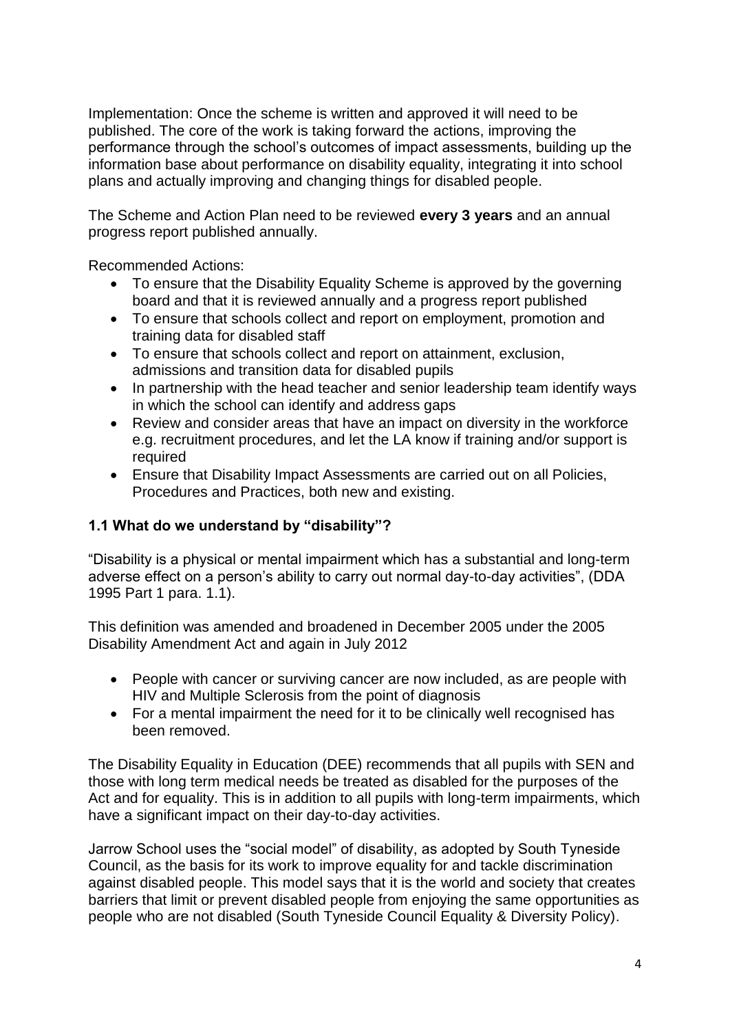Implementation: Once the scheme is written and approved it will need to be published. The core of the work is taking forward the actions, improving the performance through the school's outcomes of impact assessments, building up the information base about performance on disability equality, integrating it into school plans and actually improving and changing things for disabled people.

The Scheme and Action Plan need to be reviewed **every 3 years** and an annual progress report published annually.

Recommended Actions:

- To ensure that the Disability Equality Scheme is approved by the governing board and that it is reviewed annually and a progress report published
- To ensure that schools collect and report on employment, promotion and training data for disabled staff
- To ensure that schools collect and report on attainment, exclusion, admissions and transition data for disabled pupils
- In partnership with the head teacher and senior leadership team identify ways in which the school can identify and address gaps
- Review and consider areas that have an impact on diversity in the workforce e.g. recruitment procedures, and let the LA know if training and/or support is required
- Ensure that Disability Impact Assessments are carried out on all Policies, Procedures and Practices, both new and existing.

### 1.1 What do we understand by "disability"?

"Disability is a physical or mental impairment which has a substantial and long-term adverse effect on a person's ability to carry out normal day-to-day activities", (DDA 1995 Part 1 para. 1.1).

This definition was amended and broadened in December 2005 under the 2005 Disability Amendment Act and again in July 2012

- People with cancer or surviving cancer are now included, as are people with HIV and Multiple Sclerosis from the point of diagnosis
- For a mental impairment the need for it to be clinically well recognised has been removed.

The Disability Equality in Education (DEE) recommends that all pupils with SEN and those with long term medical needs be treated as disabled for the purposes of the Act and for equality. This is in addition to all pupils with long-term impairments, which have a significant impact on their day-to-day activities.

Jarrow School uses the "social model" of disability, as adopted by South Tyneside Council, as the basis for its work to improve equality for and tackle discrimination against disabled people. This model says that it is the world and society that creates barriers that limit or prevent disabled people from enjoying the same opportunities as people who are not disabled (South Tyneside Council Equality & Diversity Policy).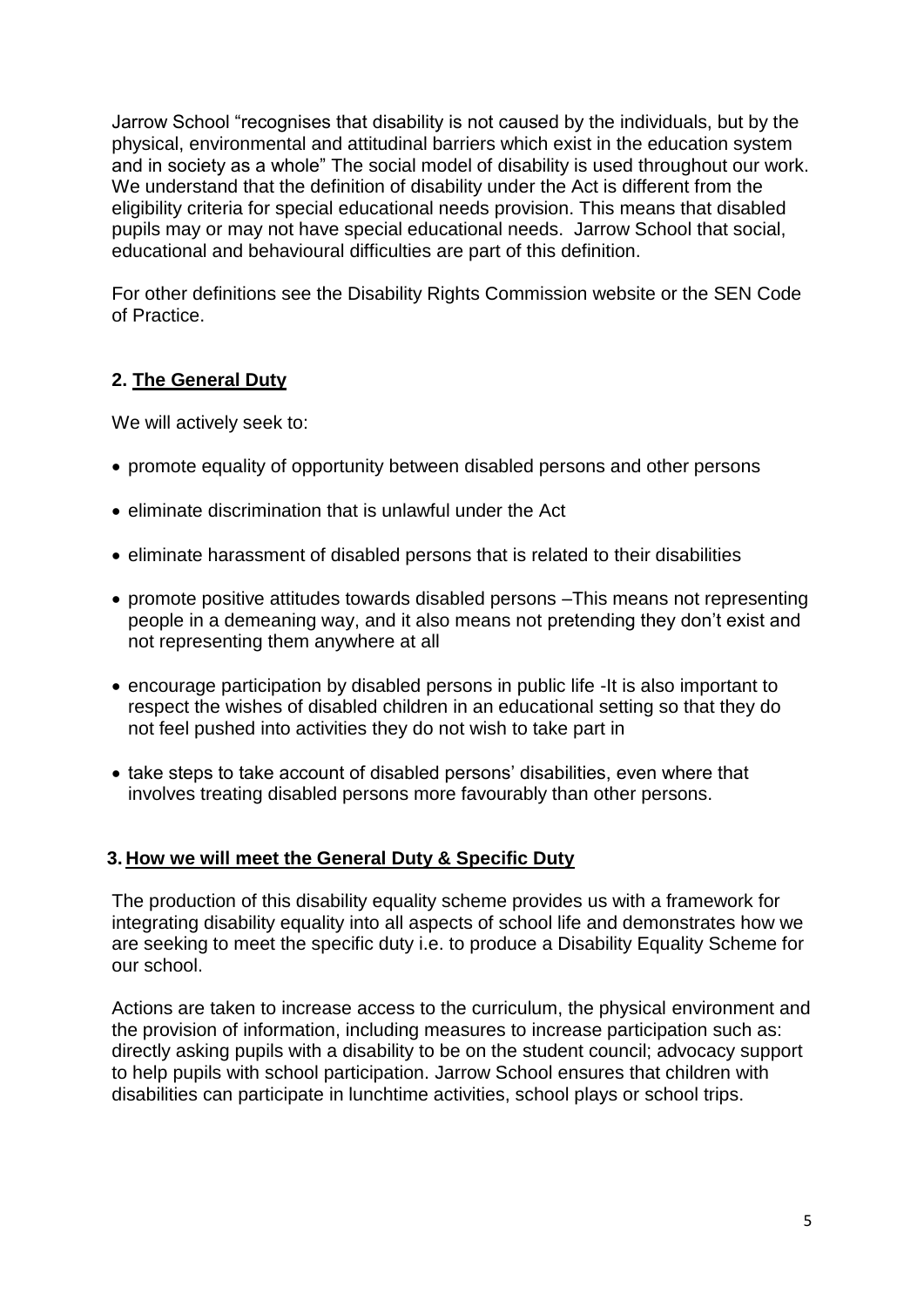Jarrow School "recognises that disability is not caused by the individuals, but by the physical, environmental and attitudinal barriers which exist in the education system and in society as a whole" The social model of disability is used throughout our work. We understand that the definition of disability under the Act is different from the eligibility criteria for special educational needs provision. This means that disabled pupils may or may not have special educational needs. Jarrow School that social, educational and behavioural difficulties are part of this definition.

For other definitions see the Disability Rights Commission website or the SEN Code of Practice.

## 2. The General Duty

We will actively seek to:

- promote equality of opportunity between disabled persons and other persons
- eliminate discrimination that is unlawful under the Act
- eliminate harassment of disabled persons that is related to their disabilities
- promote positive attitudes towards disabled persons –This means not representing people in a demeaning way, and it also means not pretending they don't exist and not representing them anywhere at all
- encourage participation by disabled persons in public life -It is also important to respect the wishes of disabled children in an educational setting so that they do not feel pushed into activities they do not wish to take part in
- take steps to take account of disabled persons' disabilities, even where that involves treating disabled persons more favourably than other persons.

## 3. How we will meet the General Duty & Specific Duty

The production of this disability equality scheme provides us with a framework for integrating disability equality into all aspects of school life and demonstrates how we are seeking to meet the specific duty i.e. to produce a Disability Equality Scheme for our school.

Actions are taken to increase access to the curriculum, the physical environment and the provision of information, including measures to increase participation such as: directly asking pupils with a disability to be on the student council; advocacy support to help pupils with school participation. Jarrow School ensures that children with disabilities can participate in lunchtime activities, school plays or school trips.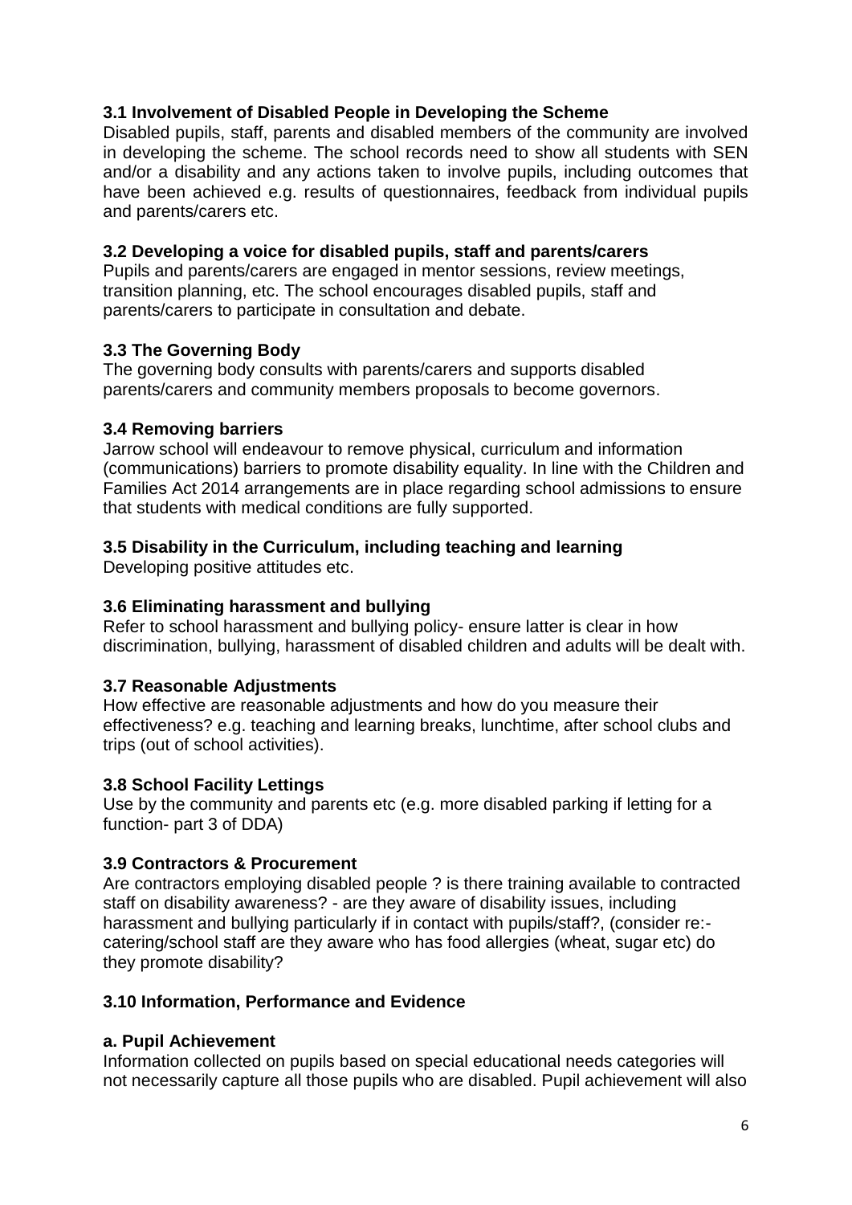### 3.1 Involvement of Disabled People in Developing the Scheme

Disabled pupils, staff, parents and disabled members of the community are involved in developing the scheme. The school records need to show all students with SEN and/or a disability and any actions taken to involve pupils, including outcomes that have been achieved e.g. results of questionnaires, feedback from individual pupils and parents/carers etc.

### 3.2 Developing a voice for disabled pupils, staff and parents/carers

Pupils and parents/carers are engaged in mentor sessions, review meetings, transition planning, etc. The school encourages disabled pupils, staff and parents/carers to participate in consultation and debate.

### 3.3 The Governing Body

The governing body consults with parents/carers and supports disabled parents/carers and community members proposals to become governors.

### 3.4 Removing barriers

Jarrow school will endeavour to remove physical, curriculum and information (communications) barriers to promote disability equality. In line with the Children and Families Act 2014 arrangements are in place regarding school admissions to ensure that students with medical conditions are fully supported.

### 3.5 Disability in the Curriculum, including teaching and learning

Developing positive attitudes etc.

### 3.6 Eliminating harassment and bullying

Refer to school harassment and bullying policy- ensure latter is clear in how discrimination, bullying, harassment of disabled children and adults will be dealt with.

### 3.7 Reasonable Adjustments

How effective are reasonable adjustments and how do you measure their effectiveness? e.g. teaching and learning breaks, lunchtime, after school clubs and trips (out of school activities).

### 3.8 School Facility Lettings

Use by the community and parents etc (e.g. more disabled parking if letting for a function- part 3 of DDA)

### 3.9 Contractors & Procurement

Are contractors employing disabled people ? is there training available to contracted staff on disability awareness? - are they aware of disability issues, including harassment and bullying particularly if in contact with pupils/staff?, (consider re:- catering/school staff are they aware who has food allergies (wheat, sugar etc) do they promote disability?

### 3.10 Information, Performance and Evidence

#### a. Pupil Achievement

Information collected on pupils based on special educational needs categories will not necessarily capture all those pupils who are disabled. Pupil achievement will also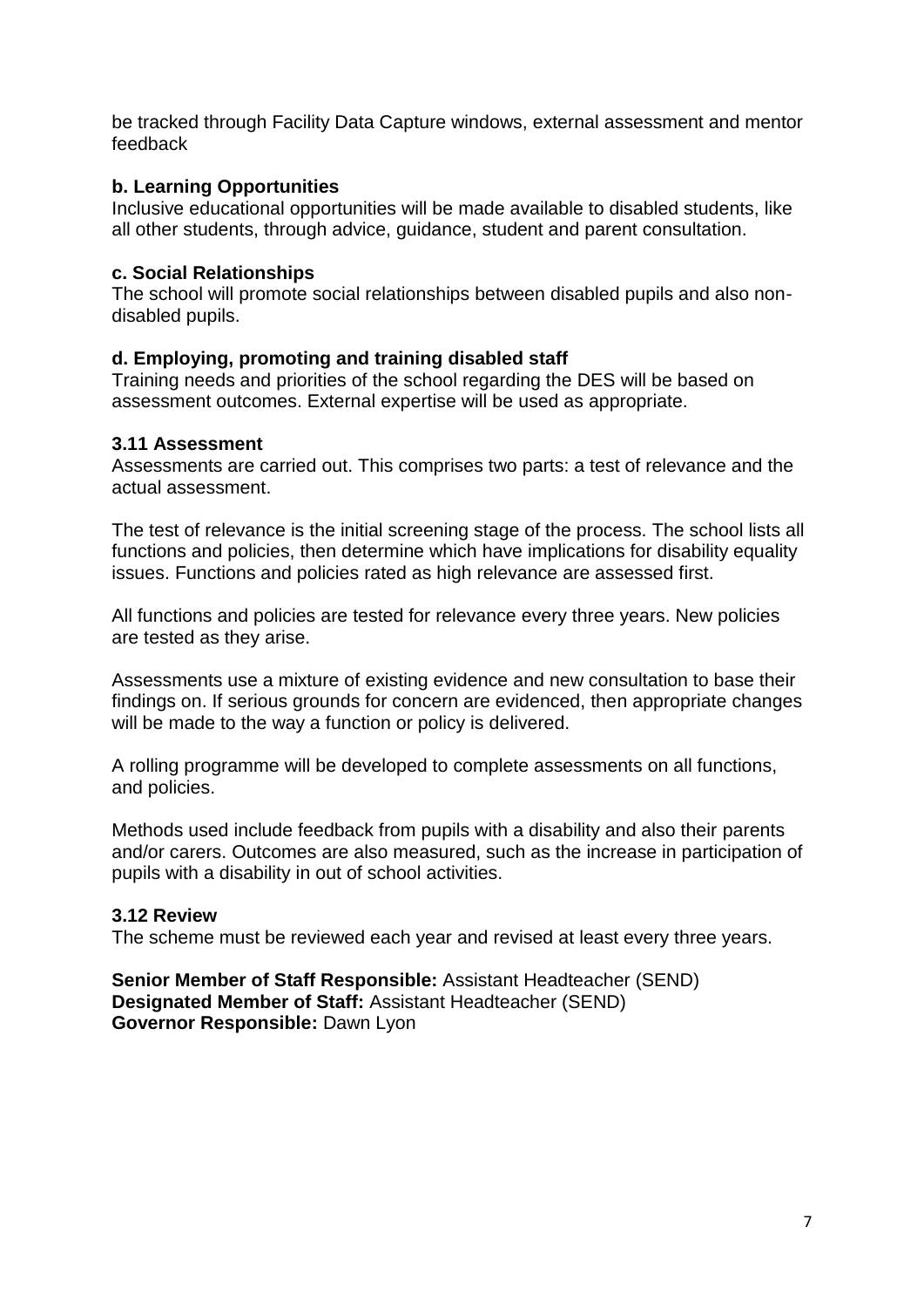be tracked through Facility Data Capture windows, external assessment and mentor feedback

**b. Learning Opportunities**
Inclusive educational opportunities will be made available to disabled students, like all other students, through advice, guidance, student and parent consultation.

**c. Social Relationships**
The school will promote social relationships between disabled pupils and also non-disabled pupils.

**d. Employing, promoting and training disabled staff**
Training needs and priorities of the school regarding the DES will be based on assessment outcomes. External expertise will be used as appropriate.

### 3.11 Assessment

Assessments are carried out. This comprises two parts: a test of relevance and the actual assessment.

The test of relevance is the initial screening stage of the process. The school lists all functions and policies, then determine which have implications for disability equality issues. Functions and policies rated as high relevance are assessed first.

All functions and policies are tested for relevance every three years. New policies are tested as they arise.

Assessments use a mixture of existing evidence and new consultation to base their findings on. If serious grounds for concern are evidenced, then appropriate changes will be made to the way a function or policy is delivered.

A rolling programme will be developed to complete assessments on all functions, and policies.

Methods used include feedback from pupils with a disability and also their parents and/or carers. Outcomes are also measured, such as the increase in participation of pupils with a disability in out of school activities.

### 3.12 Review

The scheme must be reviewed each year and revised at least every three years.

**Senior Member of Staff Responsible:** Assistant Headteacher (SEND)
**Designated Member of Staff:** Assistant Headteacher (SEND)
**Governor Responsible:** Dawn Lyon